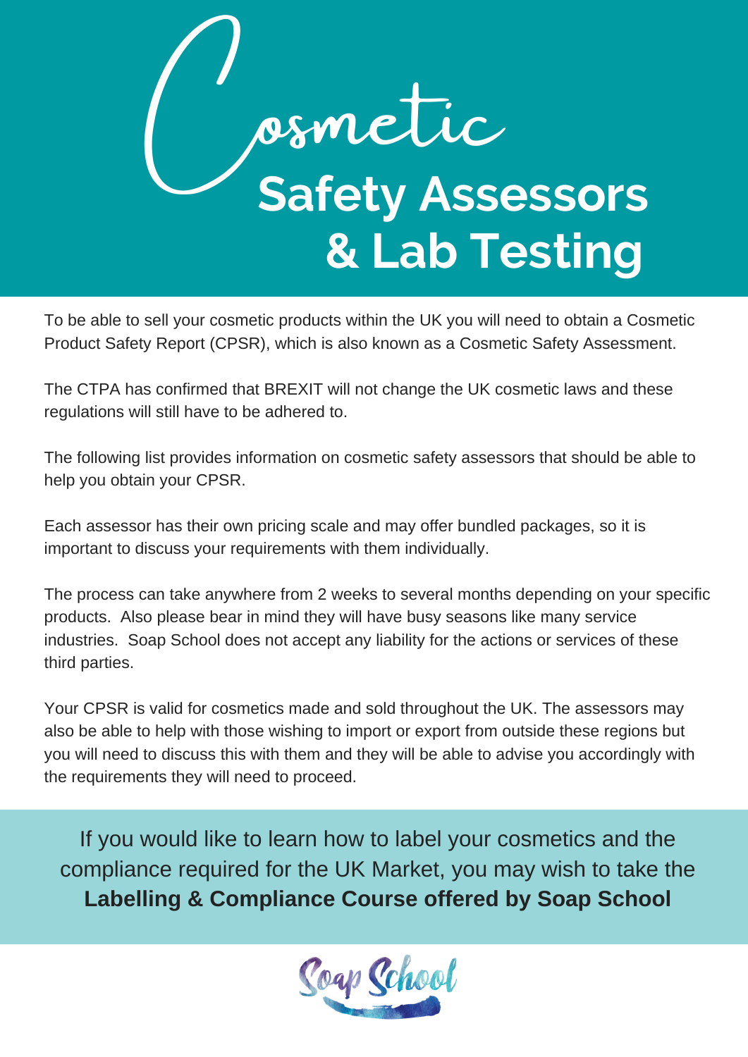# Cosmetic Safety Assessors & Lab Testing

To be able to sell your cosmetic products within the UK you will need to obtain a Cosmetic Product Safety Report (CPSR), which is also known as a Cosmetic Safety Assessment.

The CTPA has confirmed that BREXIT will not change the UK cosmetic laws and these regulations will still have to be adhered to.

The following list provides information on cosmetic safety assessors that should be able to help you obtain your CPSR.

Each assessor has their own pricing scale and may offer bundled packages, so it is important to discuss your requirements with them individually.

The process can take anywhere from 2 weeks to several months depending on your specific products. Also please bear in mind they will have busy seasons like many service industries. Soap School does not accept any liability for the actions or services of these third parties.

Your CPSR is valid for cosmetics made and sold throughout the UK. The assessors may also be able to help with those wishing to import or export from outside these regions but you will need to discuss this with them and they will be able to advise you accordingly with the requirements they will need to proceed.

If you would like to learn how to label your cosmetics and the compliance required for the UK Market, you may wish to take the **Labelling & Compliance Course offered by Soap School**

Soap School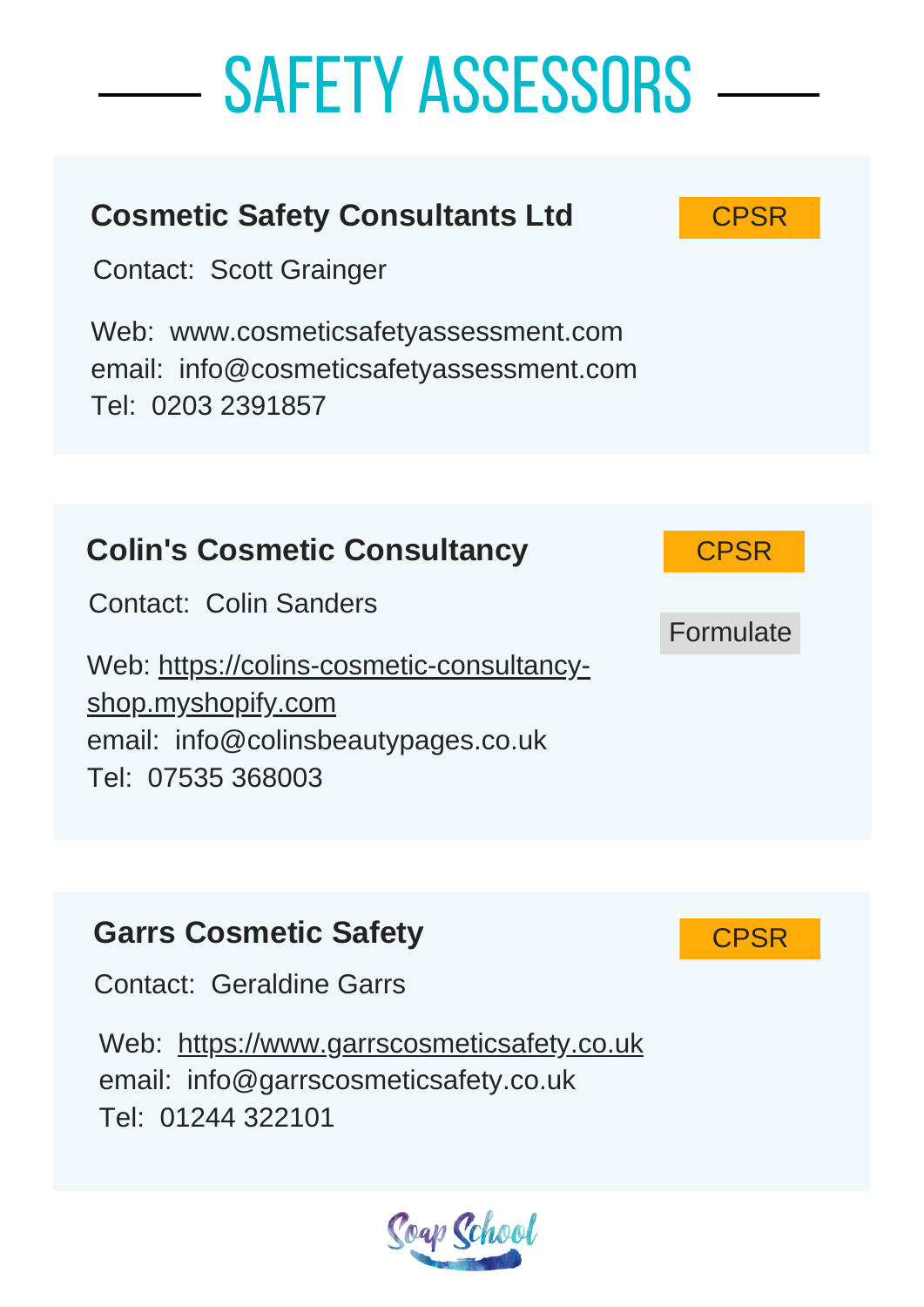# SAFETY ASSESSORS

## Cosmetic Safety Consultants Ltd

CPSR

Contact: Scott Grainger

Web: www.cosmeticsafetyassessment.com
email: info@cosmeticsafetyassessment.com
Tel: 0203 2391857

## Colin's Cosmetic Consultancy

CPSR

Formulate

Contact: Colin Sanders

Web: https://colins-cosmetic-consultancy-shop.myshopify.com
email: info@colinsbeautypages.co.uk
Tel: 07535 368003

## Garrs Cosmetic Safety

CPSR

Contact: Geraldine Garrs

Web: https://www.garrscosmeticsafety.co.uk
email: info@garrscosmeticsafety.co.uk
Tel: 01244 322101

Soap School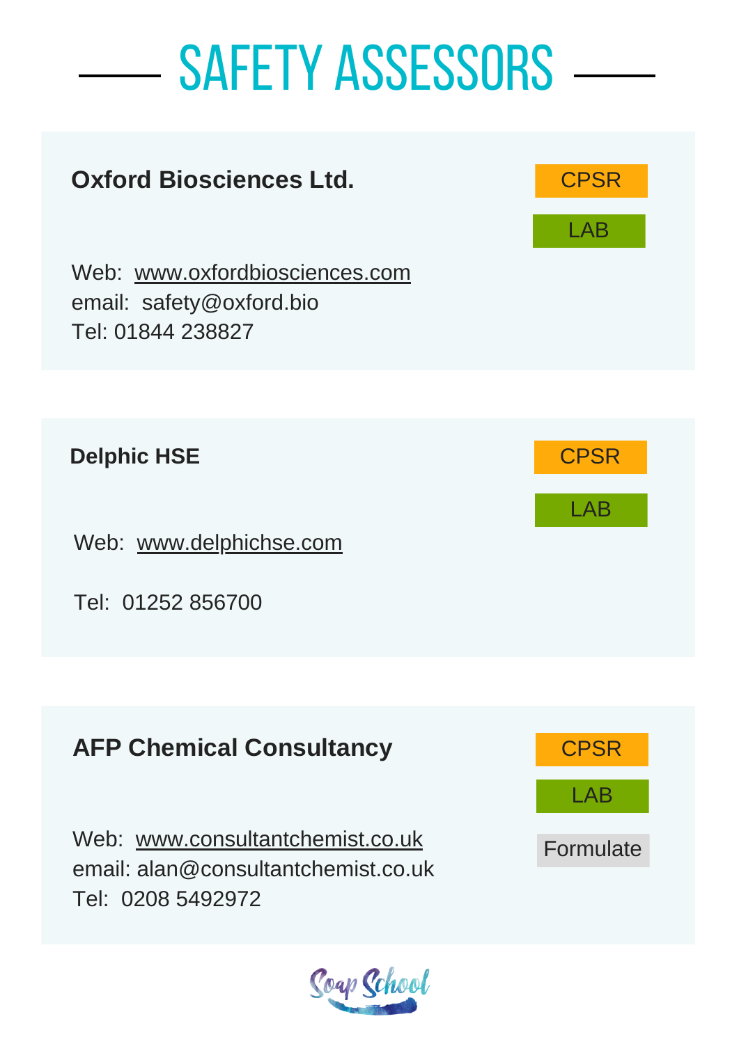# SAFETY ASSESSORS

### Oxford Biosciences Ltd.

CPSR

LAB

Web: www.oxfordbiosciences.com
email: safety@oxford.bio
Tel: 01844 238827

### Delphic HSE

CPSR

LAB

Web: www.delphichse.com

Tel: 01252 856700

### AFP Chemical Consultancy

CPSR

LAB

Formulate

Web: www.consultantchemist.co.uk
email: alan@consultantchemist.co.uk
Tel: 0208 5492972

Soap School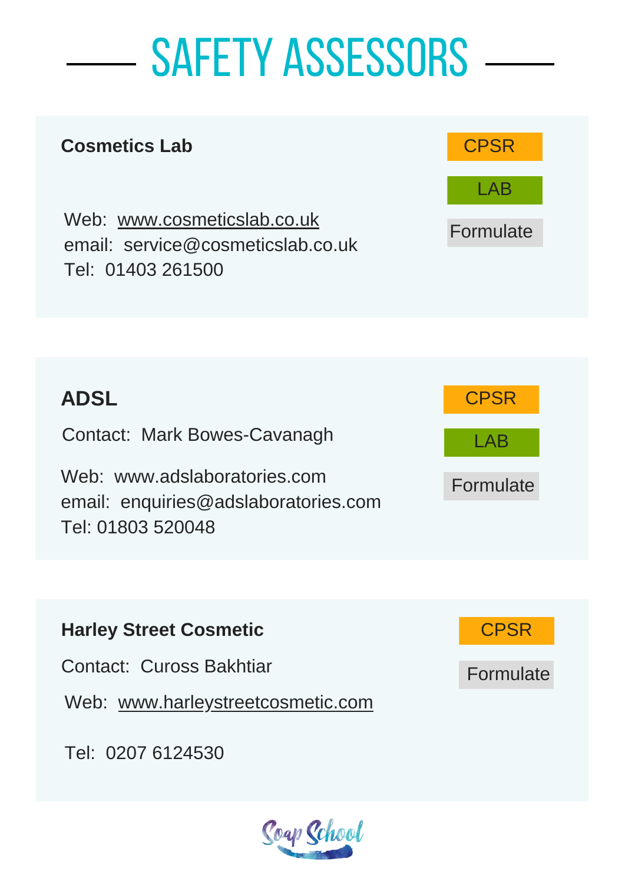# SAFETY ASSESSORS

## Cosmetics Lab

CPSR | LAB | Formulate

Web: www.cosmeticslab.co.uk
email: service@cosmeticslab.co.uk
Tel: 01403 261500

## ADSL

CPSR | LAB | Formulate

Contact: Mark Bowes-Cavanagh

Web: www.adslaboratories.com
email: enquiries@adslaboratories.com
Tel: 01803 520048

## Harley Street Cosmetic

CPSR | Formulate

Contact: Cuross Bakhtiar

Web: www.harleystreetcosmetic.com

Tel: 0207 6124530

Soap School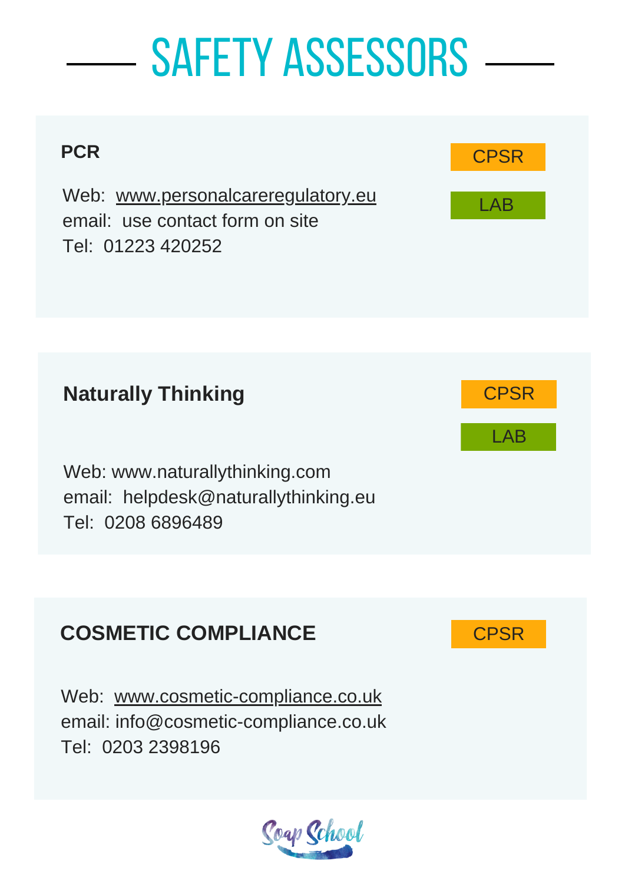# SAFETY ASSESSORS

## PCR

CPSR

LAB

Web: www.personalcareregulatory.eu
email: use contact form on site
Tel: 01223 420252

## Naturally Thinking

CPSR

LAB

Web: www.naturallythinking.com
email: helpdesk@naturallythinking.eu
Tel: 0208 6896489

## COSMETIC COMPLIANCE

CPSR

Web: www.cosmetic-compliance.co.uk
email: info@cosmetic-compliance.co.uk
Tel: 0203 2398196

Soap School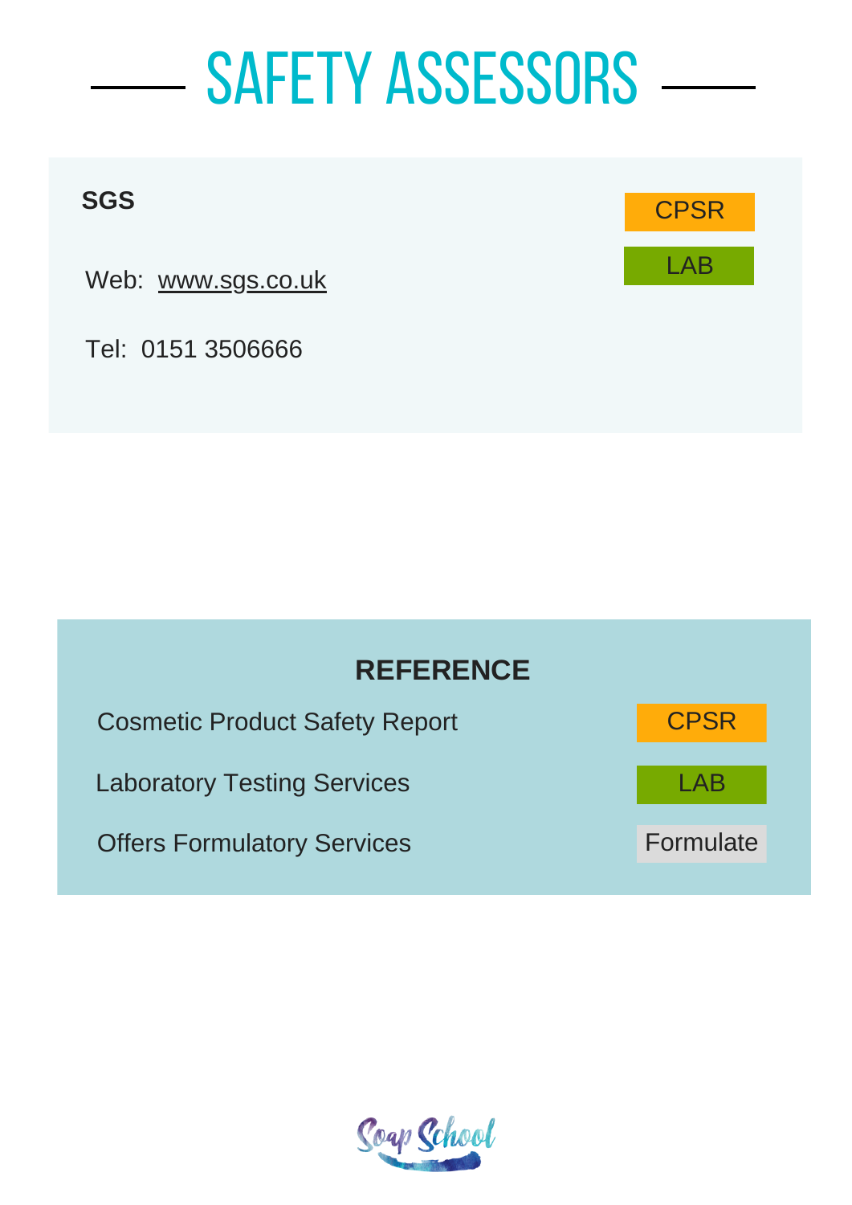# SAFETY ASSESSORS

**SGS**

CPSR

LAB

Web: www.sgs.co.uk

Tel: 0151 3506666

## REFERENCE

| | |
|---|---|
| Cosmetic Product Safety Report | CPSR |
| Laboratory Testing Services | LAB |
| Offers Formulatory Services | Formulate |

Soap School